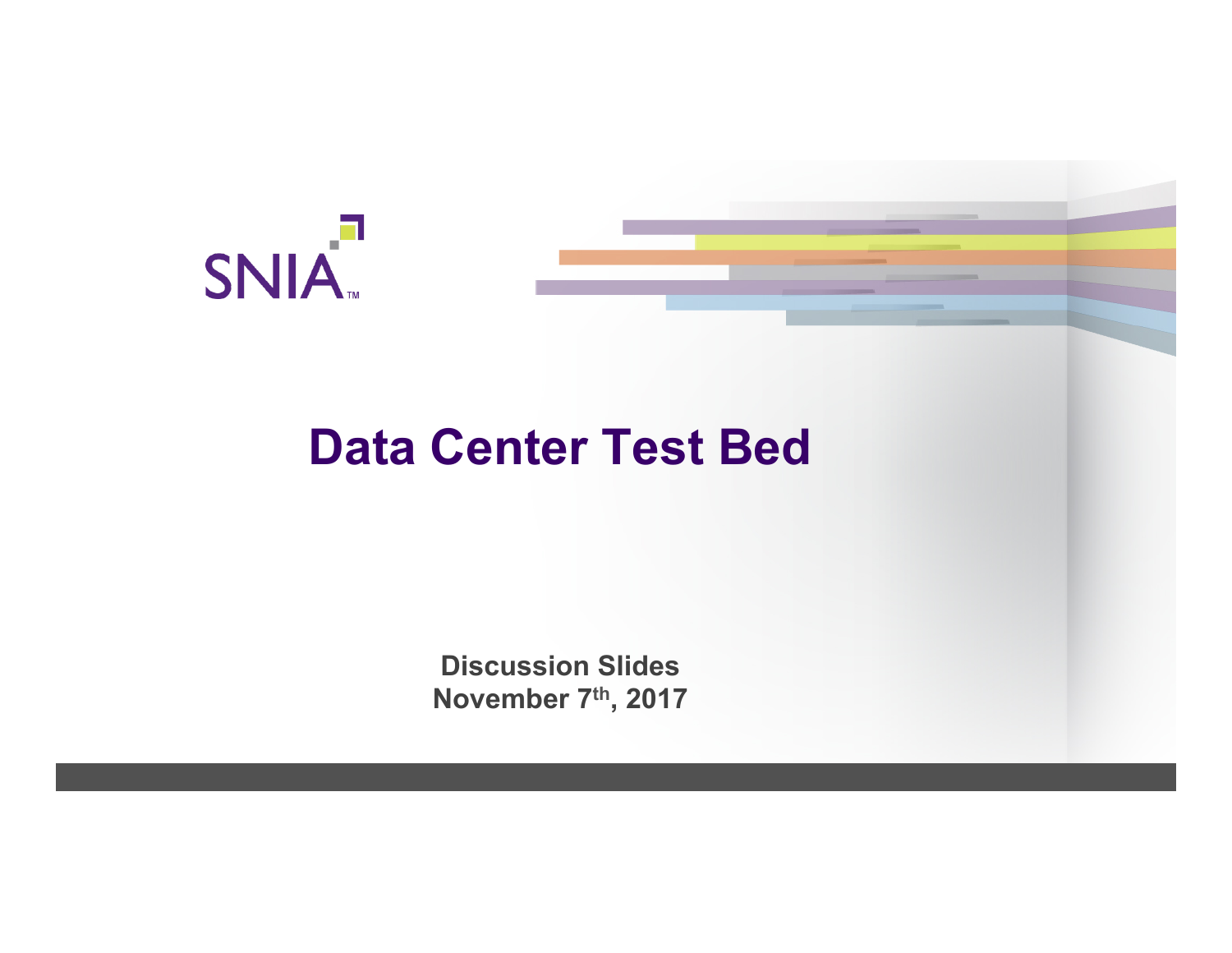SNIA

# Data Center Test Bed

**Discussion Slides**
**November 7th, 2017**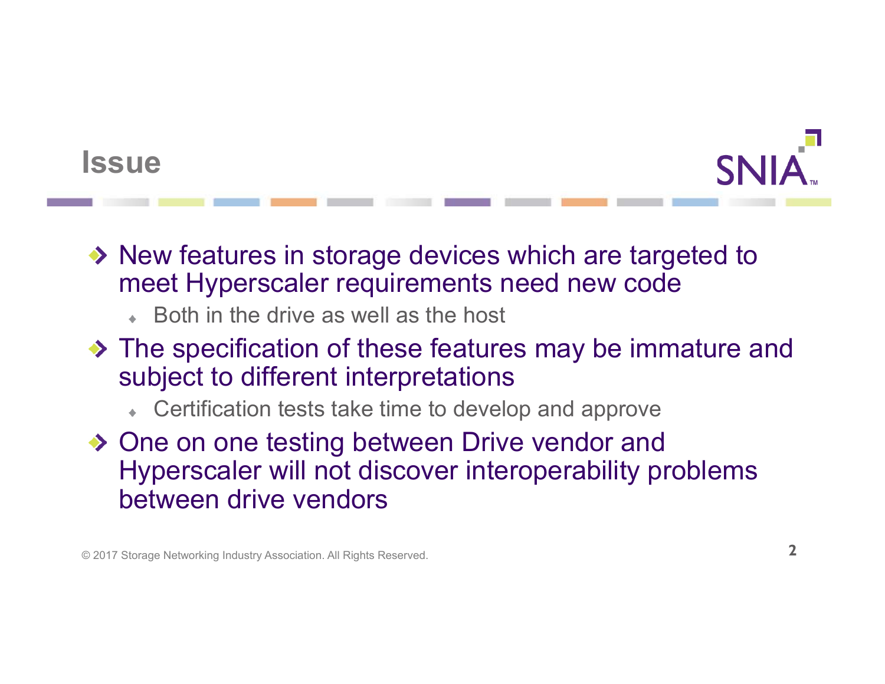# Issue

- New features in storage devices which are targeted to meet Hyperscaler requirements need new code
  - Both in the drive as well as the host
- The specification of these features may be immature and subject to different interpretations
  - Certification tests take time to develop and approve
- One on one testing between Drive vendor and Hyperscaler will not discover interoperability problems between drive vendors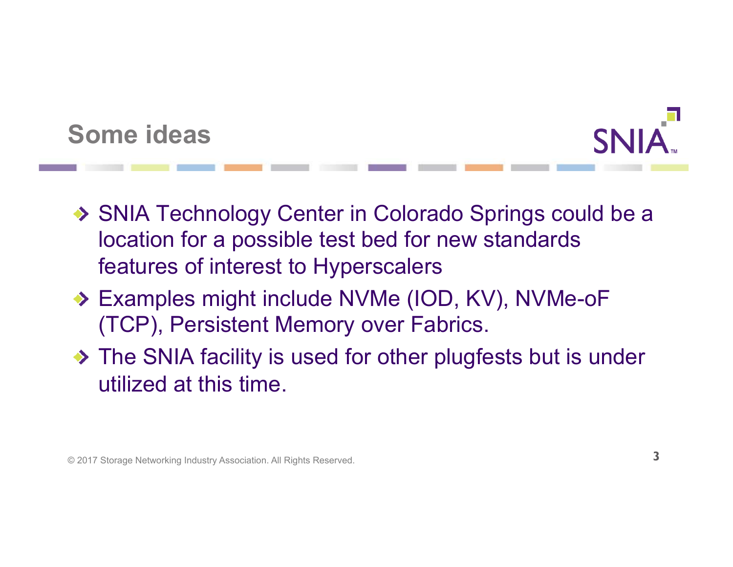## Some ideas

- SNIA Technology Center in Colorado Springs could be a location for a possible test bed for new standards features of interest to Hyperscalers
- Examples might include NVMe (IOD, KV), NVMe-oF (TCP), Persistent Memory over Fabrics.
- The SNIA facility is used for other plugfests but is under utilized at this time.

© 2017 Storage Networking Industry Association. All Rights Reserved.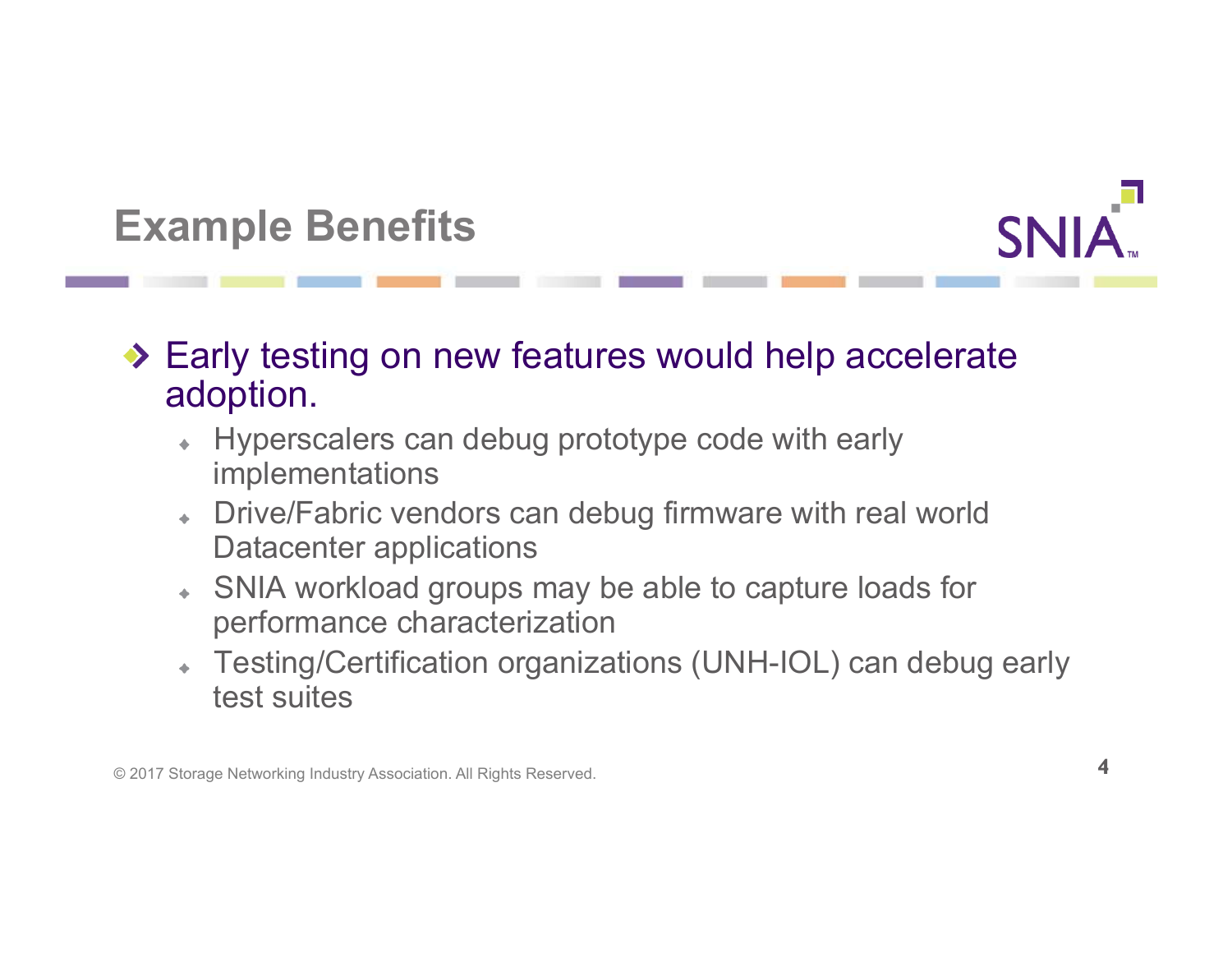## Example Benefits

- Early testing on new features would help accelerate adoption.
  - Hyperscalers can debug prototype code with early implementations
  - Drive/Fabric vendors can debug firmware with real world Datacenter applications
  - SNIA workload groups may be able to capture loads for performance characterization
  - Testing/Certification organizations (UNH-IOL) can debug early test suites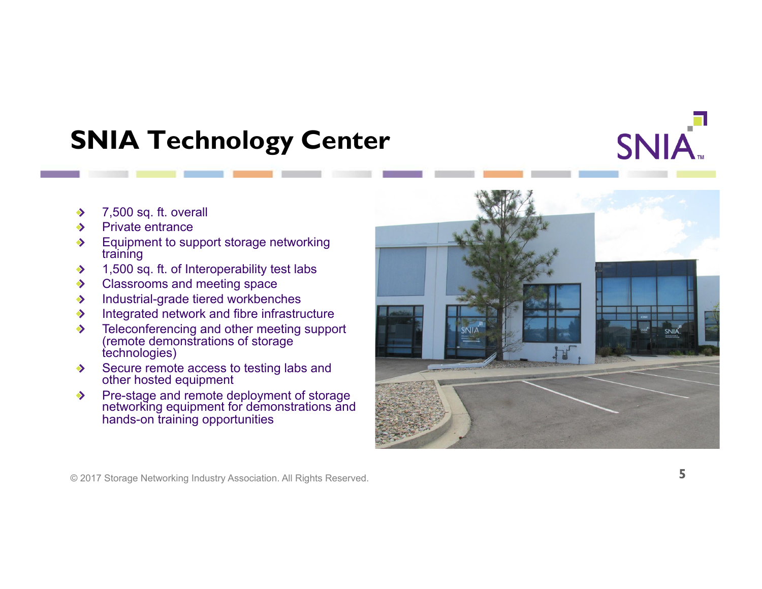# SNIA Technology Center

- 7,500 sq. ft. overall
- Private entrance
- Equipment to support storage networking training
- 1,500 sq. ft. of Interoperability test labs
- Classrooms and meeting space
- Industrial-grade tiered workbenches
- Integrated network and fibre infrastructure
- Teleconferencing and other meeting support (remote demonstrations of storage technologies)
- Secure remote access to testing labs and other hosted equipment
- Pre-stage and remote deployment of storage networking equipment for demonstrations and hands-on training opportunities

© 2017 Storage Networking Industry Association. All Rights Reserved.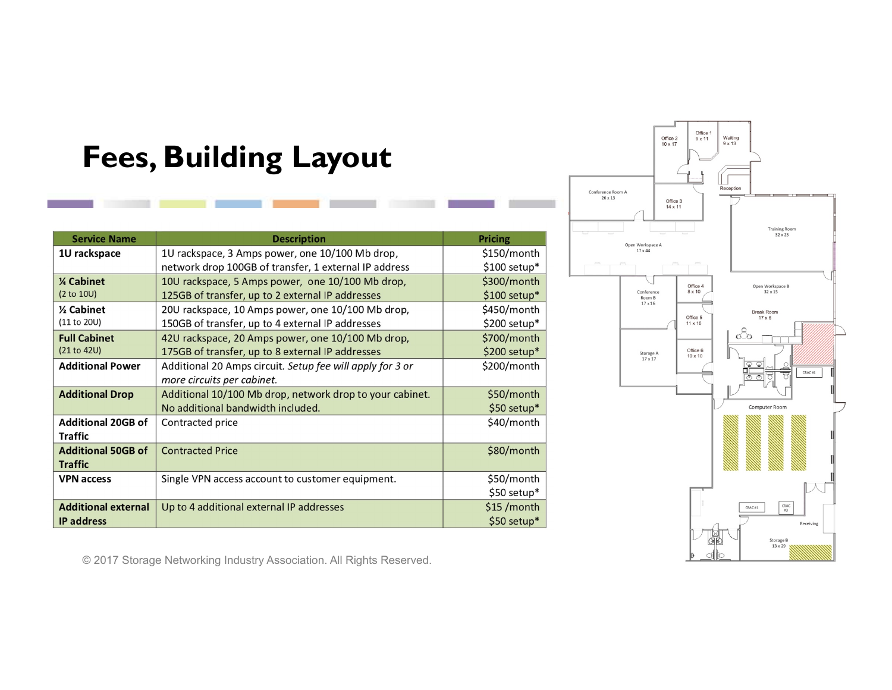# Fees, Building Layout

| Service Name | Description | Pricing |
|---|---|---|
| **1U rackspace** | 1U rackspace, 3 Amps power, one 10/100 Mb drop, network drop 100GB of transfer, 1 external IP address | $150/month $100 setup* |
| **¼ Cabinet** (2 to 10U) | 10U rackspace, 5 Amps power, one 10/100 Mb drop, 125GB of transfer, up to 2 external IP addresses | $300/month $100 setup* |
| **½ Cabinet** (11 to 20U) | 20U rackspace, 10 Amps power, one 10/100 Mb drop, 150GB of transfer, up to 4 external IP addresses | $450/month $200 setup* |
| **Full Cabinet** (21 to 42U) | 42U rackspace, 20 Amps power, one 10/100 Mb drop, 175GB of transfer, up to 8 external IP addresses | $700/month $200 setup* |
| **Additional Power** | Additional 20 Amps circuit. *Setup fee will apply for 3 or more circuits per cabinet.* | $200/month |
| **Additional Drop** | Additional 10/100 Mb drop, network drop to your cabinet. No additional bandwidth included. | $50/month $50 setup* |
| **Additional 20GB of Traffic** | Contracted price | $40/month |
| **Additional 50GB of Traffic** | Contracted Price | $80/month |
| **VPN access** | Single VPN access account to customer equipment. | $50/month $50 setup* |
| **Additional external IP address** | Up to 4 additional external IP addresses | $15 /month $50 setup* |

© 2017 Storage Networking Industry Association. All Rights Reserved.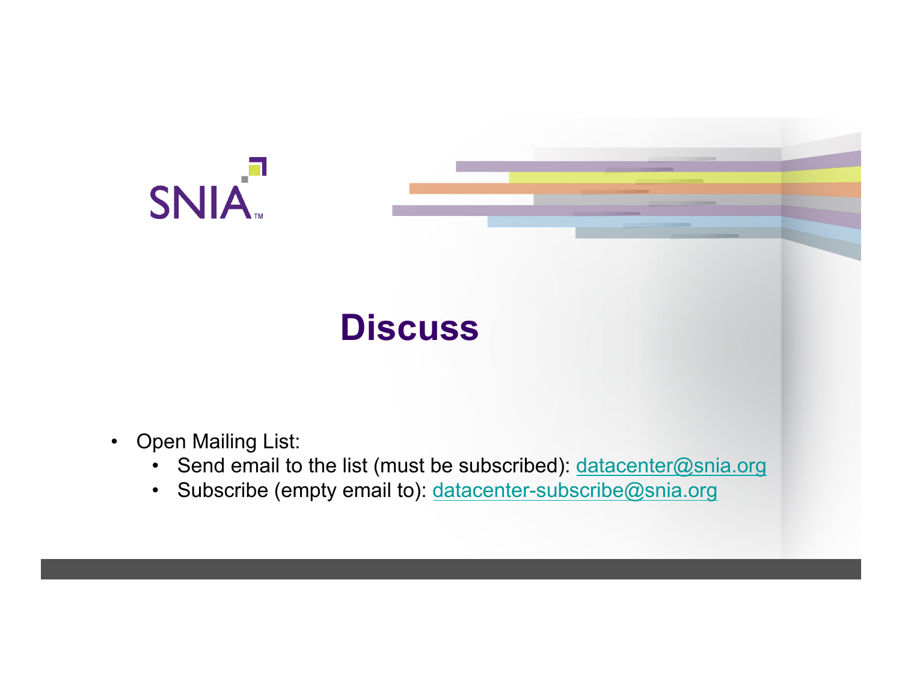# Discuss

- Open Mailing List:
  - Send email to the list (must be subscribed): datacenter@snia.org
  - Subscribe (empty email to): datacenter-subscribe@snia.org